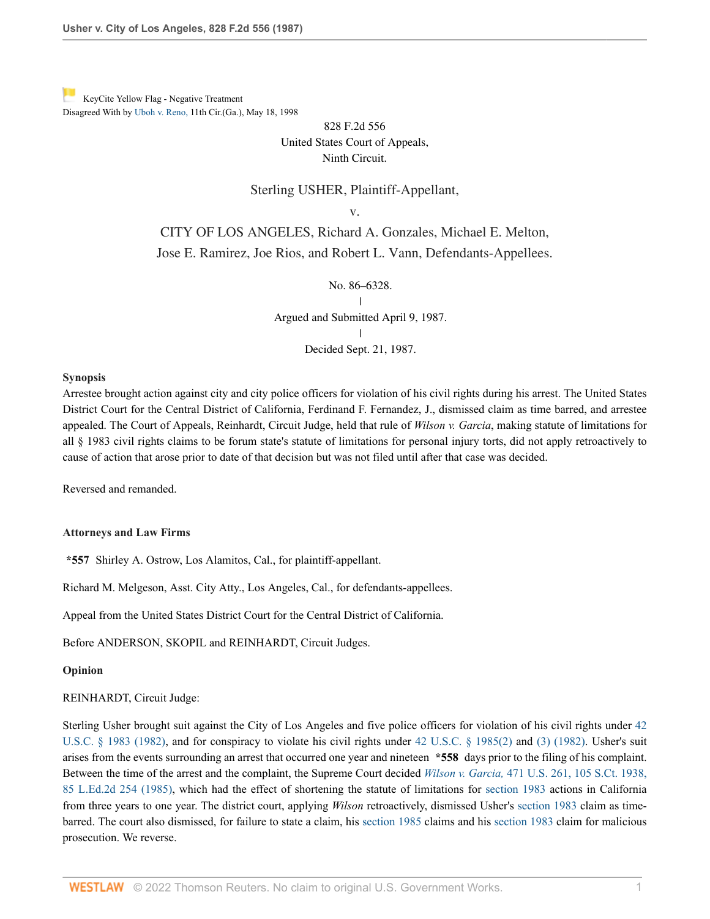KeyCite Yellow Flag - Negative Treatment
Disagreed With by Uboh v. Reno, 11th Cir.(Ga.), May 18, 1998

828 F.2d 556
United States Court of Appeals,
Ninth Circuit.

Sterling USHER, Plaintiff-Appellant,
v.
CITY OF LOS ANGELES, Richard A. Gonzales, Michael E. Melton, Jose E. Ramirez, Joe Rios, and Robert L. Vann, Defendants-Appellees.

No. 86–6328.
|
Argued and Submitted April 9, 1987.
|
Decided Sept. 21, 1987.

**Synopsis**

Arrestee brought action against city and city police officers for violation of his civil rights during his arrest. The United States District Court for the Central District of California, Ferdinand F. Fernandez, J., dismissed claim as time barred, and arrestee appealed. The Court of Appeals, Reinhardt, Circuit Judge, held that rule of *Wilson v. Garcia*, making statute of limitations for all § 1983 civil rights claims to be forum state's statute of limitations for personal injury torts, did not apply retroactively to cause of action that arose prior to date of that decision but was not filed until after that case was decided.

Reversed and remanded.

**Attorneys and Law Firms**

**\*557** Shirley A. Ostrow, Los Alamitos, Cal., for plaintiff-appellant.

Richard M. Melgeson, Asst. City Atty., Los Angeles, Cal., for defendants-appellees.

Appeal from the United States District Court for the Central District of California.

Before ANDERSON, SKOPIL and REINHARDT, Circuit Judges.

**Opinion**

REINHARDT, Circuit Judge:

Sterling Usher brought suit against the City of Los Angeles and five police officers for violation of his civil rights under 42 U.S.C. § 1983 (1982), and for conspiracy to violate his civil rights under 42 U.S.C. § 1985(2) and (3) (1982). Usher's suit arises from the events surrounding an arrest that occurred one year and nineteen **\*558** days prior to the filing of his complaint. Between the time of the arrest and the complaint, the Supreme Court decided *Wilson v. Garcia,* 471 U.S. 261, 105 S.Ct. 1938, 85 L.Ed.2d 254 (1985), which had the effect of shortening the statute of limitations for section 1983 actions in California from three years to one year. The district court, applying *Wilson* retroactively, dismissed Usher's section 1983 claim as time-barred. The court also dismissed, for failure to state a claim, his section 1985 claims and his section 1983 claim for malicious prosecution. We reverse.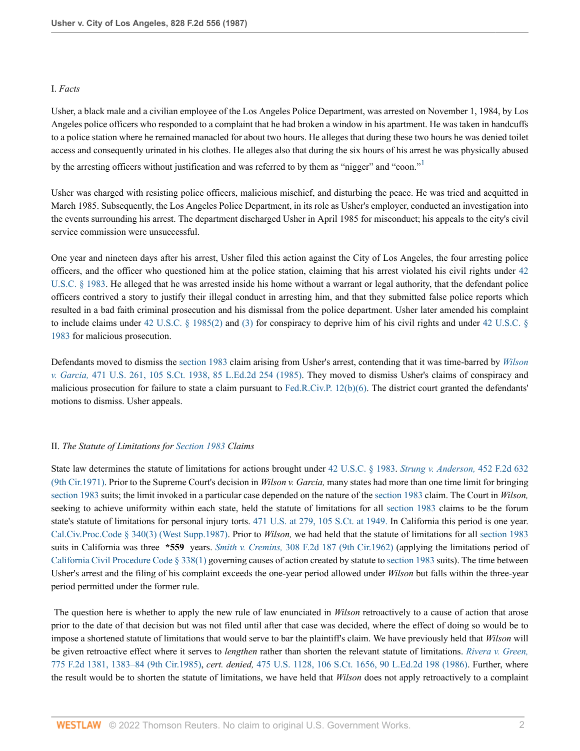## I. *Facts*

Usher, a black male and a civilian employee of the Los Angeles Police Department, was arrested on November 1, 1984, by Los Angeles police officers who responded to a complaint that he had broken a window in his apartment. He was taken in handcuffs to a police station where he remained manacled for about two hours. He alleges that during these two hours he was denied toilet access and consequently urinated in his clothes. He alleges also that during the six hours of his arrest he was physically abused by the arresting officers without justification and was referred to by them as "nigger" and "coon."[1]

Usher was charged with resisting police officers, malicious mischief, and disturbing the peace. He was tried and acquitted in March 1985. Subsequently, the Los Angeles Police Department, in its role as Usher's employer, conducted an investigation into the events surrounding his arrest. The department discharged Usher in April 1985 for misconduct; his appeals to the city's civil service commission were unsuccessful.

One year and nineteen days after his arrest, Usher filed this action against the City of Los Angeles, the four arresting police officers, and the officer who questioned him at the police station, claiming that his arrest violated his civil rights under 42 U.S.C. § 1983. He alleged that he was arrested inside his home without a warrant or legal authority, that the defendant police officers contrived a story to justify their illegal conduct in arresting him, and that they submitted false police reports which resulted in a bad faith criminal prosecution and his dismissal from the police department. Usher later amended his complaint to include claims under 42 U.S.C. § 1985(2) and (3) for conspiracy to deprive him of his civil rights and under 42 U.S.C. § 1983 for malicious prosecution.

Defendants moved to dismiss the section 1983 claim arising from Usher's arrest, contending that it was time-barred by *Wilson v. Garcia,* 471 U.S. 261, 105 S.Ct. 1938, 85 L.Ed.2d 254 (1985). They moved to dismiss Usher's claims of conspiracy and malicious prosecution for failure to state a claim pursuant to Fed.R.Civ.P. 12(b)(6). The district court granted the defendants' motions to dismiss. Usher appeals.

## II. *The Statute of Limitations for Section 1983 Claims*

State law determines the statute of limitations for actions brought under 42 U.S.C. § 1983. *Strung v. Anderson,* 452 F.2d 632 (9th Cir.1971). Prior to the Supreme Court's decision in *Wilson v. Garcia,* many states had more than one time limit for bringing section 1983 suits; the limit invoked in a particular case depended on the nature of the section 1983 claim. The Court in *Wilson,* seeking to achieve uniformity within each state, held the statute of limitations for all section 1983 claims to be the forum state's statute of limitations for personal injury torts. 471 U.S. at 279, 105 S.Ct. at 1949. In California this period is one year. Cal.Civ.Proc.Code § 340(3) (West Supp.1987). Prior to *Wilson,* we had held that the statute of limitations for all section 1983 suits in California was three **\*559** years. *Smith v. Cremins,* 308 F.2d 187 (9th Cir.1962) (applying the limitations period of California Civil Procedure Code § 338(1) governing causes of action created by statute to section 1983 suits). The time between Usher's arrest and the filing of his complaint exceeds the one-year period allowed under *Wilson* but falls within the three-year period permitted under the former rule.

The question here is whether to apply the new rule of law enunciated in *Wilson* retroactively to a cause of action that arose prior to the date of that decision but was not filed until after that case was decided, where the effect of doing so would be to impose a shortened statute of limitations that would serve to bar the plaintiff's claim. We have previously held that *Wilson* will be given retroactive effect where it serves to *lengthen* rather than shorten the relevant statute of limitations. *Rivera v. Green,* 775 F.2d 1381, 1383–84 (9th Cir.1985), *cert. denied,* 475 U.S. 1128, 106 S.Ct. 1656, 90 L.Ed.2d 198 (1986). Further, where the result would be to shorten the statute of limitations, we have held that *Wilson* does not apply retroactively to a complaint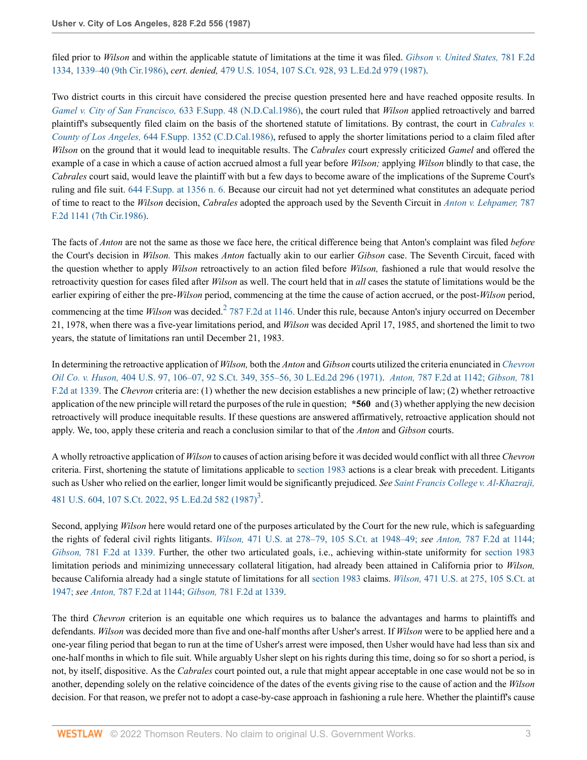filed prior to *Wilson* and within the applicable statute of limitations at the time it was filed. *Gibson v. United States,* 781 F.2d 1334, 1339–40 (9th Cir.1986), *cert. denied,* 479 U.S. 1054, 107 S.Ct. 928, 93 L.Ed.2d 979 (1987).

Two district courts in this circuit have considered the precise question presented here and have reached opposite results. In *Gamel v. City of San Francisco,* 633 F.Supp. 48 (N.D.Cal.1986), the court ruled that *Wilson* applied retroactively and barred plaintiff's subsequently filed claim on the basis of the shortened statute of limitations. By contrast, the court in *Cabrales v. County of Los Angeles,* 644 F.Supp. 1352 (C.D.Cal.1986), refused to apply the shorter limitations period to a claim filed after *Wilson* on the ground that it would lead to inequitable results. The *Cabrales* court expressly criticized *Gamel* and offered the example of a case in which a cause of action accrued almost a full year before *Wilson;* applying *Wilson* blindly to that case, the *Cabrales* court said, would leave the plaintiff with but a few days to become aware of the implications of the Supreme Court's ruling and file suit. 644 F.Supp. at 1356 n. 6. Because our circuit had not yet determined what constitutes an adequate period of time to react to the *Wilson* decision, *Cabrales* adopted the approach used by the Seventh Circuit in *Anton v. Lehpamer,* 787 F.2d 1141 (7th Cir.1986).

The facts of *Anton* are not the same as those we face here, the critical difference being that Anton's complaint was filed *before* the Court's decision in *Wilson.* This makes *Anton* factually akin to our earlier *Gibson* case. The Seventh Circuit, faced with the question whether to apply *Wilson* retroactively to an action filed before *Wilson,* fashioned a rule that would resolve the retroactivity question for cases filed after *Wilson* as well. The court held that in *all* cases the statute of limitations would be the earlier expiring of either the pre-*Wilson* period, commencing at the time the cause of action accrued, or the post-*Wilson* period, commencing at the time *Wilson* was decided.[2] 787 F.2d at 1146. Under this rule, because Anton's injury occurred on December 21, 1978, when there was a five-year limitations period, and *Wilson* was decided April 17, 1985, and shortened the limit to two years, the statute of limitations ran until December 21, 1983.

In determining the retroactive application of *Wilson,* both the *Anton* and *Gibson* courts utilized the criteria enunciated in *Chevron Oil Co. v. Huson,* 404 U.S. 97, 106–07, 92 S.Ct. 349, 355–56, 30 L.Ed.2d 296 (1971). *Anton,* 787 F.2d at 1142; *Gibson,* 781 F.2d at 1339. The *Chevron* criteria are: (1) whether the new decision establishes a new principle of law; (2) whether retroactive application of the new principle will retard the purposes of the rule in question; **\*560** and (3) whether applying the new decision retroactively will produce inequitable results. If these questions are answered affirmatively, retroactive application should not apply. We, too, apply these criteria and reach a conclusion similar to that of the *Anton* and *Gibson* courts.

A wholly retroactive application of *Wilson* to causes of action arising before it was decided would conflict with all three *Chevron* criteria. First, shortening the statute of limitations applicable to section 1983 actions is a clear break with precedent. Litigants such as Usher who relied on the earlier, longer limit would be significantly prejudiced. *See Saint Francis College v. Al-Khazraji,* 481 U.S. 604, 107 S.Ct. 2022, 95 L.Ed.2d 582 (1987)[3].

Second, applying *Wilson* here would retard one of the purposes articulated by the Court for the new rule, which is safeguarding the rights of federal civil rights litigants. *Wilson,* 471 U.S. at 278–79, 105 S.Ct. at 1948–49; *see Anton,* 787 F.2d at 1144; *Gibson,* 781 F.2d at 1339. Further, the other two articulated goals, i.e., achieving within-state uniformity for section 1983 limitation periods and minimizing unnecessary collateral litigation, had already been attained in California prior to *Wilson,* because California already had a single statute of limitations for all section 1983 claims. *Wilson,* 471 U.S. at 275, 105 S.Ct. at 1947; *see Anton,* 787 F.2d at 1144; *Gibson,* 781 F.2d at 1339.

The third *Chevron* criterion is an equitable one which requires us to balance the advantages and harms to plaintiffs and defendants. *Wilson* was decided more than five and one-half months after Usher's arrest. If *Wilson* were to be applied here and a one-year filing period that began to run at the time of Usher's arrest were imposed, then Usher would have had less than six and one-half months in which to file suit. While arguably Usher slept on his rights during this time, doing so for so short a period, is not, by itself, dispositive. As the *Cabrales* court pointed out, a rule that might appear acceptable in one case would not be so in another, depending solely on the relative coincidence of the dates of the events giving rise to the cause of action and the *Wilson* decision. For that reason, we prefer not to adopt a case-by-case approach in fashioning a rule here. Whether the plaintiff's cause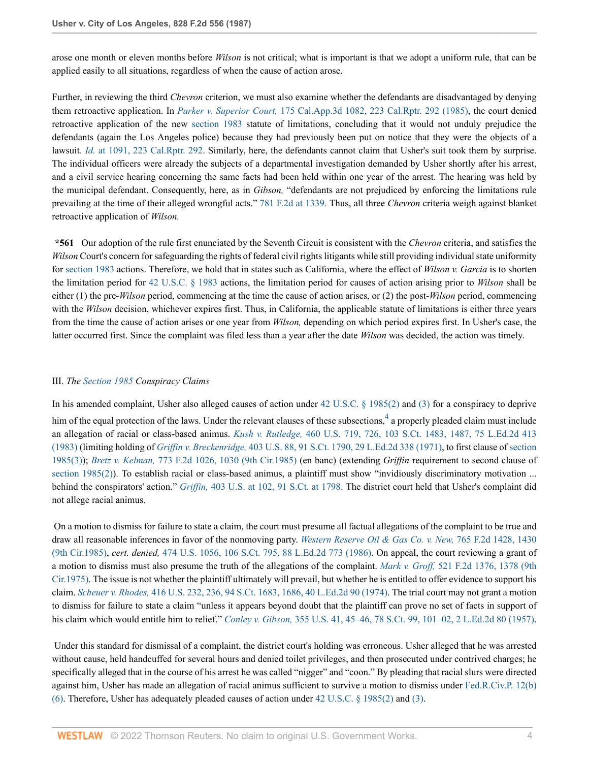arose one month or eleven months before *Wilson* is not critical; what is important is that we adopt a uniform rule, that can be applied easily to all situations, regardless of when the cause of action arose.

Further, in reviewing the third *Chevron* criterion, we must also examine whether the defendants are disadvantaged by denying them retroactive application. In *Parker v. Superior Court,* 175 Cal.App.3d 1082, 223 Cal.Rptr. 292 (1985), the court denied retroactive application of the new section 1983 statute of limitations, concluding that it would not unduly prejudice the defendants (again the Los Angeles police) because they had previously been put on notice that they were the objects of a lawsuit. *Id.* at 1091, 223 Cal.Rptr. 292. Similarly, here, the defendants cannot claim that Usher's suit took them by surprise. The individual officers were already the subjects of a departmental investigation demanded by Usher shortly after his arrest, and a civil service hearing concerning the same facts had been held within one year of the arrest. The hearing was held by the municipal defendant. Consequently, here, as in *Gibson,* "defendants are not prejudiced by enforcing the limitations rule prevailing at the time of their alleged wrongful acts." 781 F.2d at 1339. Thus, all three *Chevron* criteria weigh against blanket retroactive application of *Wilson.*

**\*561** Our adoption of the rule first enunciated by the Seventh Circuit is consistent with the *Chevron* criteria, and satisfies the *Wilson* Court's concern for safeguarding the rights of federal civil rights litigants while still providing individual state uniformity for section 1983 actions. Therefore, we hold that in states such as California, where the effect of *Wilson v. Garcia* is to shorten the limitation period for 42 U.S.C. § 1983 actions, the limitation period for causes of action arising prior to *Wilson* shall be either (1) the pre-*Wilson* period, commencing at the time the cause of action arises, or (2) the post-*Wilson* period, commencing with the *Wilson* decision, whichever expires first. Thus, in California, the applicable statute of limitations is either three years from the time the cause of action arises or one year from *Wilson,* depending on which period expires first. In Usher's case, the latter occurred first. Since the complaint was filed less than a year after the date *Wilson* was decided, the action was timely.

### III. *The Section 1985 Conspiracy Claims*

In his amended complaint, Usher also alleged causes of action under 42 U.S.C. § 1985(2) and (3) for a conspiracy to deprive him of the equal protection of the laws. Under the relevant clauses of these subsections,[4] a properly pleaded claim must include an allegation of racial or class-based animus. *Kush v. Rutledge,* 460 U.S. 719, 726, 103 S.Ct. 1483, 1487, 75 L.Ed.2d 413 (1983) (limiting holding of *Griffin v. Breckenridge,* 403 U.S. 88, 91 S.Ct. 1790, 29 L.Ed.2d 338 (1971), to first clause of section 1985(3)); *Bretz v. Kelman,* 773 F.2d 1026, 1030 (9th Cir.1985) (en banc) (extending *Griffin* requirement to second clause of section 1985(2)). To establish racial or class-based animus, a plaintiff must show "invidiously discriminatory motivation ... behind the conspirators' action." *Griffin,* 403 U.S. at 102, 91 S.Ct. at 1798. The district court held that Usher's complaint did not allege racial animus.

On a motion to dismiss for failure to state a claim, the court must presume all factual allegations of the complaint to be true and draw all reasonable inferences in favor of the nonmoving party. *Western Reserve Oil & Gas Co. v. New,* 765 F.2d 1428, 1430 (9th Cir.1985), *cert. denied,* 474 U.S. 1056, 106 S.Ct. 795, 88 L.Ed.2d 773 (1986). On appeal, the court reviewing a grant of a motion to dismiss must also presume the truth of the allegations of the complaint. *Mark v. Groff,* 521 F.2d 1376, 1378 (9th Cir.1975). The issue is not whether the plaintiff ultimately will prevail, but whether he is entitled to offer evidence to support his claim. *Scheuer v. Rhodes,* 416 U.S. 232, 236, 94 S.Ct. 1683, 1686, 40 L.Ed.2d 90 (1974). The trial court may not grant a motion to dismiss for failure to state a claim "unless it appears beyond doubt that the plaintiff can prove no set of facts in support of his claim which would entitle him to relief." *Conley v. Gibson,* 355 U.S. 41, 45–46, 78 S.Ct. 99, 101–02, 2 L.Ed.2d 80 (1957).

Under this standard for dismissal of a complaint, the district court's holding was erroneous. Usher alleged that he was arrested without cause, held handcuffed for several hours and denied toilet privileges, and then prosecuted under contrived charges; he specifically alleged that in the course of his arrest he was called "nigger" and "coon." By pleading that racial slurs were directed against him, Usher has made an allegation of racial animus sufficient to survive a motion to dismiss under Fed.R.Civ.P. 12(b)(6). Therefore, Usher has adequately pleaded causes of action under 42 U.S.C. § 1985(2) and (3).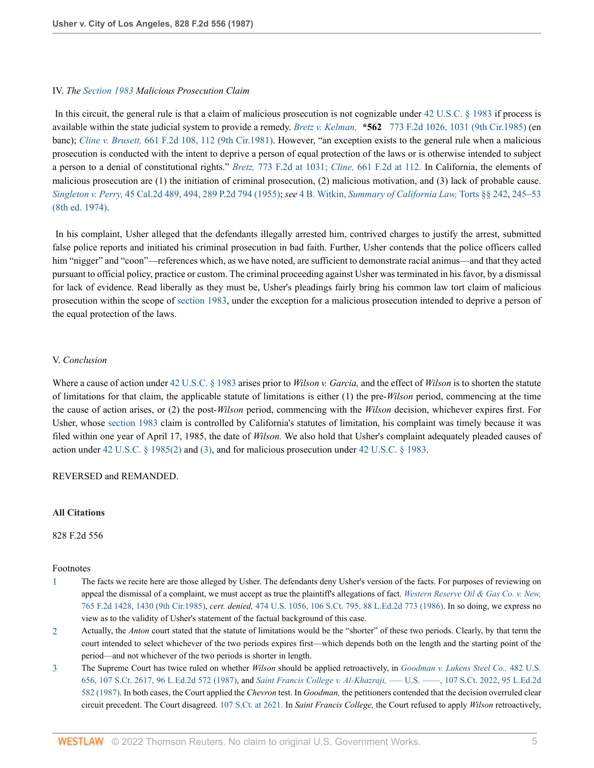IV. *The Section 1983 Malicious Prosecution Claim*

In this circuit, the general rule is that a claim of malicious prosecution is not cognizable under 42 U.S.C. § 1983 if process is available within the state judicial system to provide a remedy. *Bretz v. Kelman,* **\*562** 773 F.2d 1026, 1031 (9th Cir.1985) (en banc); *Cline v. Brusett,* 661 F.2d 108, 112 (9th Cir.1981). However, "an exception exists to the general rule when a malicious prosecution is conducted with the intent to deprive a person of equal protection of the laws or is otherwise intended to subject a person to a denial of constitutional rights." *Bretz,* 773 F.2d at 1031; *Cline,* 661 F.2d at 112. In California, the elements of malicious prosecution are (1) the initiation of criminal prosecution, (2) malicious motivation, and (3) lack of probable cause. *Singleton v. Perry,* 45 Cal.2d 489, 494, 289 P.2d 794 (1955); *see* 4 B. Witkin, *Summary of California Law,* Torts §§ 242, 245–53 (8th ed. 1974).

In his complaint, Usher alleged that the defendants illegally arrested him, contrived charges to justify the arrest, submitted false police reports and initiated his criminal prosecution in bad faith. Further, Usher contends that the police officers called him "nigger" and "coon"—references which, as we have noted, are sufficient to demonstrate racial animus—and that they acted pursuant to official policy, practice or custom. The criminal proceeding against Usher was terminated in his favor, by a dismissal for lack of evidence. Read liberally as they must be, Usher's pleadings fairly bring his common law tort claim of malicious prosecution within the scope of section 1983, under the exception for a malicious prosecution intended to deprive a person of the equal protection of the laws.

V. *Conclusion*

Where a cause of action under 42 U.S.C. § 1983 arises prior to *Wilson v. Garcia,* and the effect of *Wilson* is to shorten the statute of limitations for that claim, the applicable statute of limitations is either (1) the pre-*Wilson* period, commencing at the time the cause of action arises, or (2) the post-*Wilson* period, commencing with the *Wilson* decision, whichever expires first. For Usher, whose section 1983 claim is controlled by California's statutes of limitation, his complaint was timely because it was filed within one year of April 17, 1985, the date of *Wilson.* We also hold that Usher's complaint adequately pleaded causes of action under 42 U.S.C. § 1985(2) and (3), and for malicious prosecution under 42 U.S.C. § 1983.

REVERSED and REMANDED.

**All Citations**

828 F.2d 556

Footnotes

1. The facts we recite here are those alleged by Usher. The defendants deny Usher's version of the facts. For purposes of reviewing on appeal the dismissal of a complaint, we must accept as true the plaintiff's allegations of fact. *Western Reserve Oil & Gas Co. v. New,* 765 F.2d 1428, 1430 (9th Cir.1985), *cert. denied,* 474 U.S. 1056, 106 S.Ct. 795, 88 L.Ed.2d 773 (1986). In so doing, we express no view as to the validity of Usher's statement of the factual background of this case.

2. Actually, the *Anton* court stated that the statute of limitations would be the "shorter" of these two periods. Clearly, by that term the court intended to select whichever of the two periods expires first—which depends both on the length and the starting point of the period—and not whichever of the two periods is shorter in length.

3. The Supreme Court has twice ruled on whether *Wilson* should be applied retroactively, in *Goodman v. Lukens Steel Co.,* 482 U.S. 656, 107 S.Ct. 2617, 96 L.Ed.2d 572 (1987), and *Saint Francis College v. Al-Khazraji,* ––– U.S. ––––, 107 S.Ct. 2022, 95 L.Ed.2d 582 (1987). In both cases, the Court applied the *Chevron* test. In *Goodman,* the petitioners contended that the decision overruled clear circuit precedent. The Court disagreed. 107 S.Ct. at 2621. In *Saint Francis College,* the Court refused to apply *Wilson* retroactively,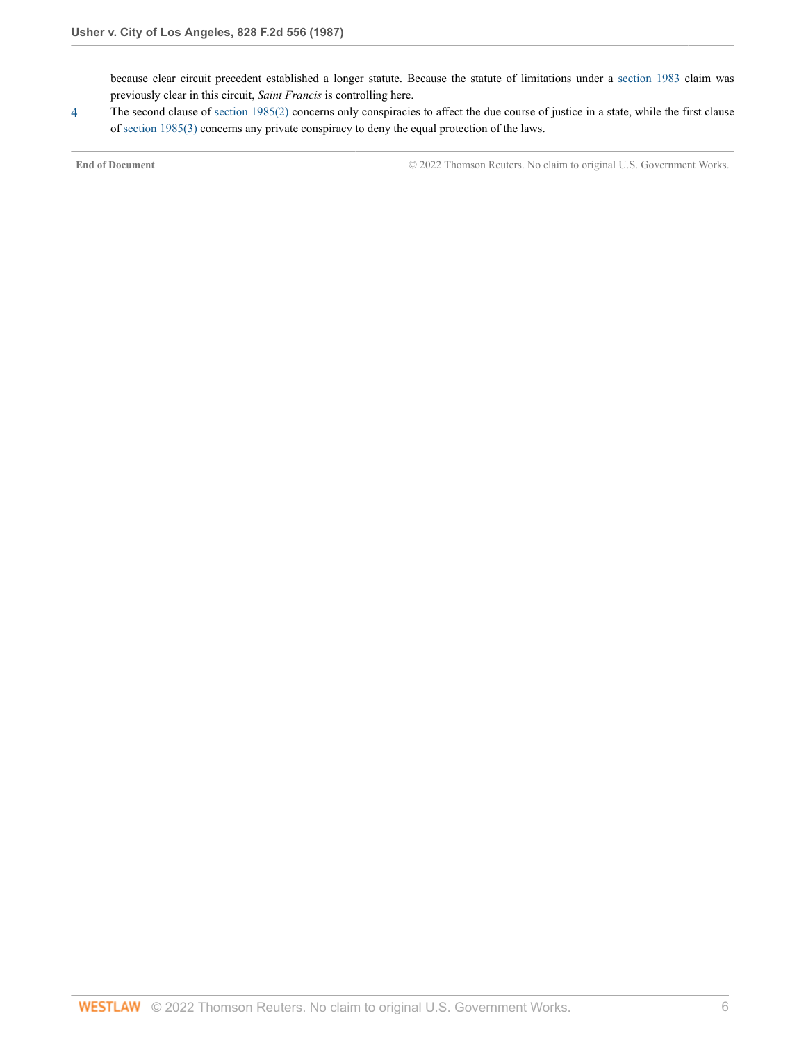because clear circuit precedent established a longer statute. Because the statute of limitations under a section 1983 claim was previously clear in this circuit, *Saint Francis* is controlling here.

4 The second clause of section 1985(2) concerns only conspiracies to affect the due course of justice in a state, while the first clause of section 1985(3) concerns any private conspiracy to deny the equal protection of the laws.

**End of Document** © 2022 Thomson Reuters. No claim to original U.S. Government Works.